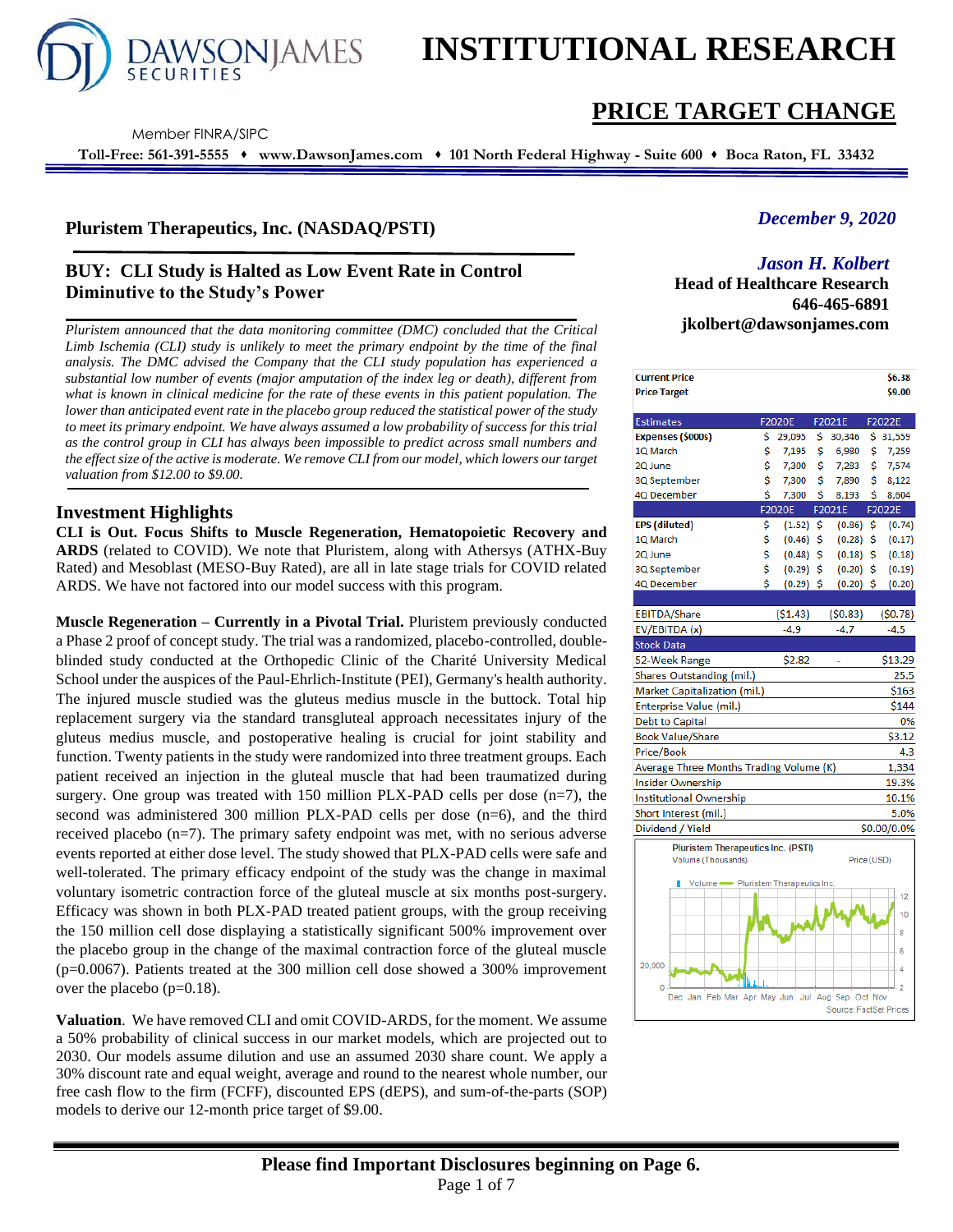# INSTITUTIONAL RESEARCH

## PRICE TARGET CHANGE

DAWSON JAMES SECURITIES

Member FINRA/SIPC

Toll-Free: 561-391-5555 ♦ www.DawsonJames.com ♦ 101 North Federal Highway - Suite 600 ♦ Boca Raton, FL 33432

*December 9, 2020*

*Jason H. Kolbert*
**Head of Healthcare Research**
**646-465-6891**
**jkolbert@dawsonjames.com**

### Pluristem Therapeutics, Inc. (NASDAQ/PSTI)

### BUY: CLI Study is Halted as Low Event Rate in Control Diminutive to the Study's Power

*Pluristem announced that the data monitoring committee (DMC) concluded that the Critical Limb Ischemia (CLI) study is unlikely to meet the primary endpoint by the time of the final analysis. The DMC advised the Company that the CLI study population has experienced a substantial low number of events (major amputation of the index leg or death), different from what is known in clinical medicine for the rate of these events in this patient population. The lower than anticipated event rate in the placebo group reduced the statistical power of the study to meet its primary endpoint. We have always assumed a low probability of success for this trial as the control group in CLI has always been impossible to predict across small numbers and the effect size of the active is moderate. We remove CLI from our model, which lowers our target valuation from $12.00 to $9.00.*

## Investment Highlights

**CLI is Out. Focus Shifts to Muscle Regeneration, Hematopoietic Recovery and ARDS** (related to COVID). We note that Pluristem, along with Athersys (ATHX-Buy Rated) and Mesoblast (MESO-Buy Rated), are all in late stage trials for COVID related ARDS. We have not factored into our model success with this program.

**Muscle Regeneration – Currently in a Pivotal Trial.** Pluristem previously conducted a Phase 2 proof of concept study. The trial was a randomized, placebo-controlled, double-blinded study conducted at the Orthopedic Clinic of the Charité University Medical School under the auspices of the Paul-Ehrlich-Institute (PEI), Germany's health authority. The injured muscle studied was the gluteus medius muscle in the buttock. Total hip replacement surgery via the standard transgluteal approach necessitates injury of the gluteus medius muscle, and postoperative healing is crucial for joint stability and function. Twenty patients in the study were randomized into three treatment groups. Each patient received an injection in the gluteal muscle that had been traumatized during surgery. One group was treated with 150 million PLX-PAD cells per dose (n=7), the second was administered 300 million PLX-PAD cells per dose (n=6), and the third received placebo (n=7). The primary safety endpoint was met, with no serious adverse events reported at either dose level. The study showed that PLX-PAD cells were safe and well-tolerated. The primary efficacy endpoint of the study was the change in maximal voluntary isometric contraction force of the gluteal muscle at six months post-surgery. Efficacy was shown in both PLX-PAD treated patient groups, with the group receiving the 150 million cell dose displaying a statistically significant 500% improvement over the placebo group in the change of the maximal contraction force of the gluteal muscle (p=0.0067). Patients treated at the 300 million cell dose showed a 300% improvement over the placebo (p=0.18).

**Valuation**. We have removed CLI and omit COVID-ARDS, for the moment. We assume a 50% probability of clinical success in our market models, which are projected out to 2030. Our models assume dilution and use an assumed 2030 share count. We apply a 30% discount rate and equal weight, average and round to the nearest whole number, our free cash flow to the firm (FCFF), discounted EPS (dEPS), and sum-of-the-parts (SOP) models to derive our 12-month price target of $9.00.

| | | | |
|---|---|---|---|
| **Current Price** | | | $6.38 |
| **Price Target** | | | $9.00 |

| Estimates | F2020E | F2021E | F2022E |
|---|---|---|---|
| **Expenses ($000s)** | $ 29,095 | $ 30,346 | $ 31,559 |
| 1Q March | $ 7,195 | $ 6,980 | $ 7,259 |
| 2Q June | $ 7,300 | $ 7,283 | $ 7,574 |
| 3Q September | $ 7,300 | $ 7,890 | $ 8,122 |
| 4Q December | $ 7,300 | $ 8,193 | $ 8,604 |
| | **F2020E** | **F2021E** | **F2022E** |
| **EPS (diluted)** | $ (1.52) | $ (0.86) | $ (0.74) |
| 1Q March | $ (0.46) | $ (0.28) | $ (0.17) |
| 2Q June | $ (0.48) | $ (0.18) | $ (0.18) |
| 3Q September | $ (0.29) | $ (0.20) | $ (0.19) |
| 4Q December | $ (0.29) | $ (0.20) | $ (0.20) |
| EBITDA/Share | ($1.43) | ($0.83) | ($0.78) |
| EV/EBITDA (x) | -4.9 | -4.7 | -4.5 |

| Stock Data | | |
|---|---|---|
| 52-Week Range | $2.82 - | $13.29 |
| Shares Outstanding (mil.) | | 25.5 |
| Market Capitalization (mil.) | | $163 |
| Enterprise Value (mil.) | | $144 |
| Debt to Capital | | 0% |
| Book Value/Share | | $3.12 |
| Price/Book | | 4.3 |
| Average Three Months Trading Volume (K) | | 1,334 |
| Insider Ownership | | 19.3% |
| Institutional Ownership | | 10.1% |
| Short interest (mil.) | | 5.0% |
| Dividend / Yield | | $0.00/0.0% |

Pluristem Therapeutics Inc. (PSTI)
Volume (Thousands) Price (USD)
Source: FactSet Prices

**Please find Important Disclosures beginning on Page 6.**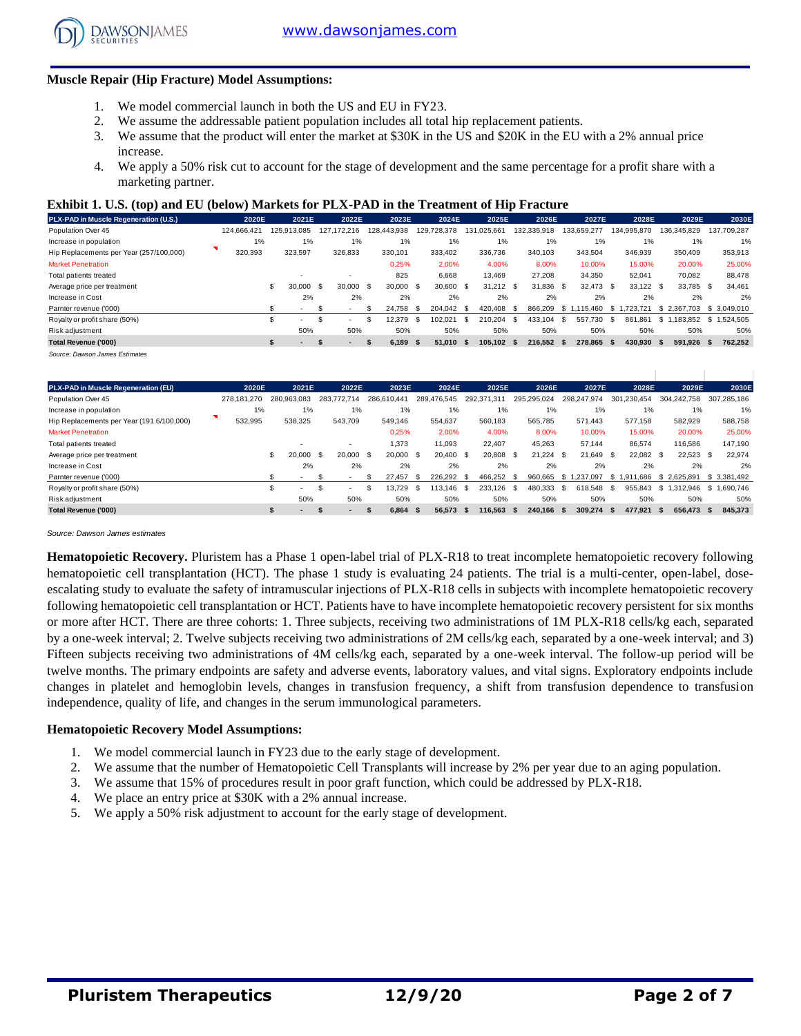### Muscle Repair (Hip Fracture) Model Assumptions:

1. We model commercial launch in both the US and EU in FY23.
2. We assume the addressable patient population includes all total hip replacement patients.
3. We assume that the product will enter the market at $30K in the US and $20K in the EU with a 2% annual price increase.
4. We apply a 50% risk cut to account for the stage of development and the same percentage for a profit share with a marketing partner.

**Exhibit 1. U.S. (top) and EU (below) Markets for PLX-PAD in the Treatment of Hip Fracture**

| PLX-PAD in Muscle Regeneration (U.S.) | 2020E | 2021E | 2022E | 2023E | 2024E | 2025E | 2026E | 2027E | 2028E | 2029E | 2030E |
|---|---|---|---|---|---|---|---|---|---|---|---|
| Population Over 45 | 124,666,421 | 125,913,085 | 127,172,216 | 128,443,938 | 129,728,378 | 131,025,661 | 132,335,918 | 133,659,277 | 134,995,870 | 136,345,829 | 137,709,287 |
| Increase in population | 1% | 1% | 1% | 1% | 1% | 1% | 1% | 1% | 1% | 1% | 1% |
| Hip Replacements per Year (257/100,000) | 320,393 | 323,597 | 326,833 | 330,101 | 333,402 | 336,736 | 340,103 | 343,504 | 346,939 | 350,409 | 353,913 |
| Market Penetration | | | | 0.25% | 2.00% | 4.00% | 8.00% | 10.00% | 15.00% | 20.00% | 25.00% |
| Total patients treated | | - | - | 825 | 6,668 | 13,469 | 27,208 | 34,350 | 52,041 | 70,082 | 88,478 |
| Average price per treatment | | $ 30,000 | $ 30,000 | $ 30,000 | $ 30,600 | $ 31,212 | $ 31,836 | $ 32,473 | $ 33,122 | $ 33,785 | $ 34,461 |
| Increase in Cost | | 2% | 2% | 2% | 2% | 2% | 2% | 2% | 2% | 2% | 2% |
| Parnter revenue ('000) | | $ - | $ - | $ 24,758 | $ 204,042 | $ 420,408 | $ 866,209 | $ 1,115,460 | $ 1,723,721 | $ 2,367,703 | $ 3,049,010 |
| Royalty or profit share (50%) | | $ - | $ - | $ 12,379 | $ 102,021 | $ 210,204 | $ 433,104 | $ 557,730 | $ 861,861 | $ 1,183,852 | $ 1,524,505 |
| Risk adjustment | | 50% | 50% | 50% | 50% | 50% | 50% | 50% | 50% | 50% | 50% |
| **Total Revenue ('000)** | | **$ -** | **$ -** | **$ 6,189** | **$ 51,010** | **$ 105,102** | **$ 216,552** | **$ 278,865** | **$ 430,930** | **$ 591,926** | **$ 762,252** |

*Source: Dawson James Estimates*

| PLX-PAD in Muscle Regeneration (EU) | 2020E | 2021E | 2022E | 2023E | 2024E | 2025E | 2026E | 2027E | 2028E | 2029E | 2030E |
|---|---|---|---|---|---|---|---|---|---|---|---|
| Population Over 45 | 278,181,270 | 280,963,083 | 283,772,714 | 286,610,441 | 289,476,545 | 292,371,311 | 295,295,024 | 298,247,974 | 301,230,454 | 304,242,758 | 307,285,186 |
| Increase in population | 1% | 1% | 1% | 1% | 1% | 1% | 1% | 1% | 1% | 1% | 1% |
| Hip Replacements per Year (191.6/100,000) | 532,995 | 538,325 | 543,709 | 549,146 | 554,637 | 560,183 | 565,785 | 571,443 | 577,158 | 582,929 | 588,758 |
| Market Penetration | | | | 0.25% | 2.00% | 4.00% | 8.00% | 10.00% | 15.00% | 20.00% | 25.00% |
| Total patients treated | | - | - | 1,373 | 11,093 | 22,407 | 45,263 | 57,144 | 86,574 | 116,586 | 147,190 |
| Average price per treatment | | $ 20,000 | $ 20,000 | $ 20,000 | $ 20,400 | $ 20,808 | $ 21,224 | $ 21,649 | $ 22,082 | $ 22,523 | $ 22,974 |
| Increase in Cost | | 2% | 2% | 2% | 2% | 2% | 2% | 2% | 2% | 2% | 2% |
| Parnter revenue ('000) | | $ - | $ - | $ 27,457 | $ 226,292 | $ 466,252 | $ 960,665 | $ 1,237,097 | $ 1,911,686 | $ 2,625,891 | $ 3,381,492 |
| Royalty or profit share (50%) | | $ - | $ - | $ 13,729 | $ 113,146 | $ 233,126 | $ 480,333 | $ 618,548 | $ 955,843 | $ 1,312,946 | $ 1,690,746 |
| Risk adjustment | | 50% | 50% | 50% | 50% | 50% | 50% | 50% | 50% | 50% | 50% |
| **Total Revenue ('000)** | | **$ -** | **$ -** | **$ 6,864** | **$ 56,573** | **$ 116,563** | **$ 240,166** | **$ 309,274** | **$ 477,921** | **$ 656,473** | **$ 845,373** |

*Source: Dawson James estimates*

**Hematopoietic Recovery.** Pluristem has a Phase 1 open-label trial of PLX-R18 to treat incomplete hematopoietic recovery following hematopoietic cell transplantation (HCT). The phase 1 study is evaluating 24 patients. The trial is a multi-center, open-label, dose-escalating study to evaluate the safety of intramuscular injections of PLX-R18 cells in subjects with incomplete hematopoietic recovery following hematopoietic cell transplantation or HCT. Patients have to have incomplete hematopoietic recovery persistent for six months or more after HCT. There are three cohorts: 1. Three subjects, receiving two administrations of 1M PLX-R18 cells/kg each, separated by a one-week interval; 2. Twelve subjects receiving two administrations of 2M cells/kg each, separated by a one-week interval; and 3) Fifteen subjects receiving two administrations of 4M cells/kg each, separated by a one-week interval. The follow-up period will be twelve months. The primary endpoints are safety and adverse events, laboratory values, and vital signs. Exploratory endpoints include changes in platelet and hemoglobin levels, changes in transfusion frequency, a shift from transfusion dependence to transfusion independence, quality of life, and changes in the serum immunological parameters.

### Hematopoietic Recovery Model Assumptions:

1. We model commercial launch in FY23 due to the early stage of development.
2. We assume that the number of Hematopoietic Cell Transplants will increase by 2% per year due to an aging population.
3. We assume that 15% of procedures result in poor graft function, which could be addressed by PLX-R18.
4. We place an entry price at $30K with a 2% annual increase.
5. We apply a 50% risk adjustment to account for the early stage of development.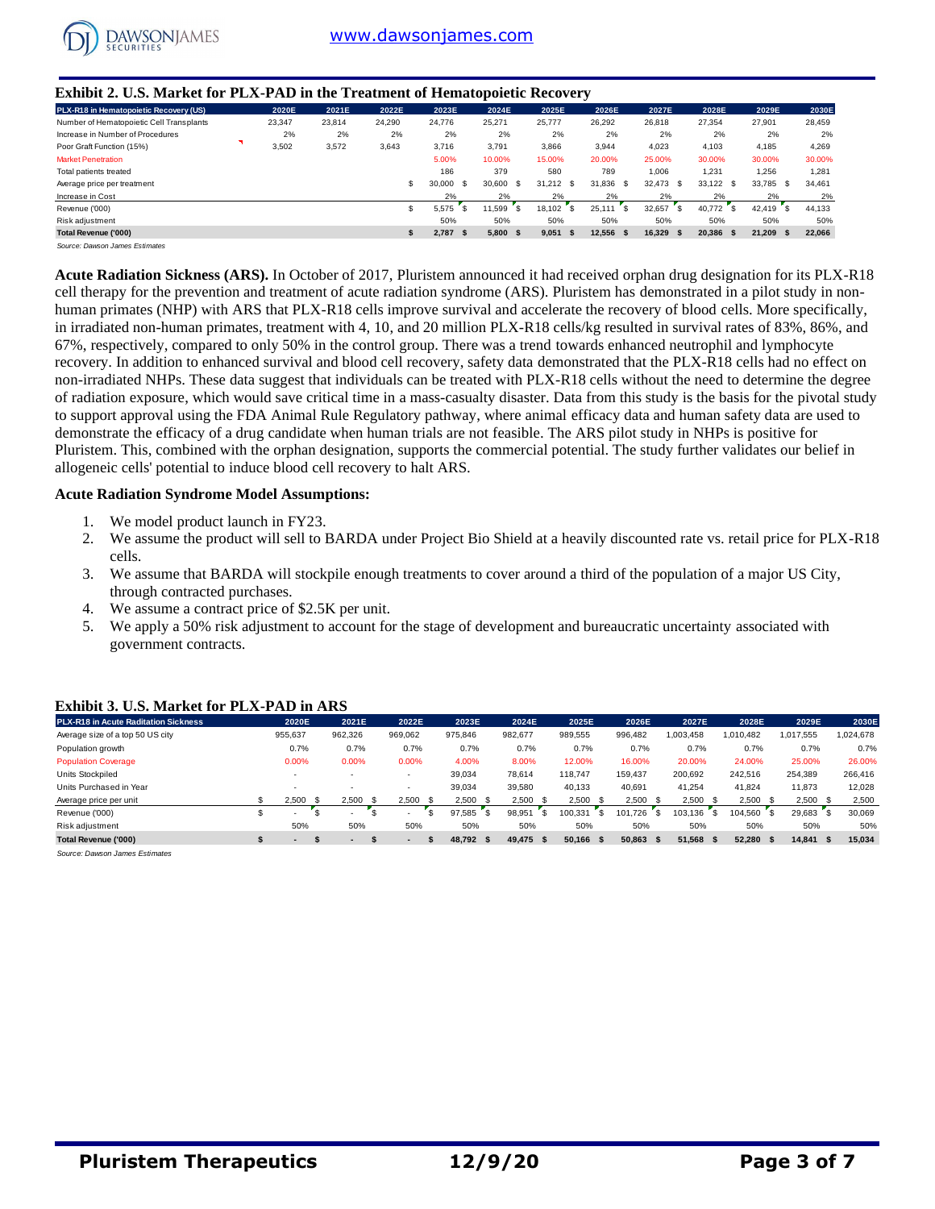## Exhibit 2. U.S. Market for PLX-PAD in the Treatment of Hematopoietic Recovery

| PLX-R18 in Hematopoietic Recovery (US) | 2020E | 2021E | 2022E | 2023E | 2024E | 2025E | 2026E | 2027E | 2028E | 2029E | 2030E |
|---|---|---|---|---|---|---|---|---|---|---|---|
| Number of Hematopoietic Cell Transplants | 23,347 | 23,814 | 24,290 | 24,776 | 25,271 | 25,777 | 26,292 | 26,818 | 27,354 | 27,901 | 28,459 |
| Increase in Number of Procedures | 2% | 2% | 2% | 2% | 2% | 2% | 2% | 2% | 2% | 2% | 2% |
| Poor Graft Function (15%) | 3,502 | 3,572 | 3,643 | 3,716 | 3,791 | 3,866 | 3,944 | 4,023 | 4,103 | 4,185 | 4,269 |
| Market Penetration | | | | 5.00% | 10.00% | 15.00% | 20.00% | 25.00% | 30.00% | 30.00% | 30.00% |
| Total patients treated | | | | 186 | 379 | 580 | 789 | 1,006 | 1,231 | 1,256 | 1,281 |
| Average price per treatment | | | | $ 30,000 | $ 30,600 | $ 31,212 | $ 31,836 | $ 32,473 | $ 33,122 | $ 33,785 | $ 34,461 |
| Increase in Cost | | | | 2% | 2% | 2% | 2% | 2% | 2% | 2% | 2% |
| Revenue ('000) | | | | $ 5,575 | $ 11,599 | $ 18,102 | $ 25,111 | $ 32,657 | $ 40,772 | $ 42,419 | $ 44,133 |
| Risk adjustment | | | | 50% | 50% | 50% | 50% | 50% | 50% | 50% | 50% |
| **Total Revenue ('000)** | | | | **$ 2,787** | **$ 5,800** | **$ 9,051** | **$ 12,556** | **$ 16,329** | **$ 20,386** | **$ 21,209** | **$ 22,066** |

*Source: Dawson James Estimates*

**Acute Radiation Sickness (ARS).** In October of 2017, Pluristem announced it had received orphan drug designation for its PLX-R18 cell therapy for the prevention and treatment of acute radiation syndrome (ARS). Pluristem has demonstrated in a pilot study in non-human primates (NHP) with ARS that PLX-R18 cells improve survival and accelerate the recovery of blood cells. More specifically, in irradiated non-human primates, treatment with 4, 10, and 20 million PLX-R18 cells/kg resulted in survival rates of 83%, 86%, and 67%, respectively, compared to only 50% in the control group. There was a trend towards enhanced neutrophil and lymphocyte recovery. In addition to enhanced survival and blood cell recovery, safety data demonstrated that the PLX-R18 cells had no effect on non-irradiated NHPs. These data suggest that individuals can be treated with PLX-R18 cells without the need to determine the degree of radiation exposure, which would save critical time in a mass-casualty disaster. Data from this study is the basis for the pivotal study to support approval using the FDA Animal Rule Regulatory pathway, where animal efficacy data and human safety data are used to demonstrate the efficacy of a drug candidate when human trials are not feasible. The ARS pilot study in NHPs is positive for Pluristem. This, combined with the orphan designation, supports the commercial potential. The study further validates our belief in allogeneic cells' potential to induce blood cell recovery to halt ARS.

**Acute Radiation Syndrome Model Assumptions:**

1. We model product launch in FY23.
2. We assume the product will sell to BARDA under Project Bio Shield at a heavily discounted rate vs. retail price for PLX-R18 cells.
3. We assume that BARDA will stockpile enough treatments to cover around a third of the population of a major US City, through contracted purchases.
4. We assume a contract price of $2.5K per unit.
5. We apply a 50% risk adjustment to account for the stage of development and bureaucratic uncertainty associated with government contracts.

## Exhibit 3. U.S. Market for PLX-PAD in ARS

| PLX-R18 in Acute Raditation Sickness | 2020E | 2021E | 2022E | 2023E | 2024E | 2025E | 2026E | 2027E | 2028E | 2029E | 2030E |
|---|---|---|---|---|---|---|---|---|---|---|---|
| Average size of a top 50 US city | 955,637 | 962,326 | 969,062 | 975,846 | 982,677 | 989,555 | 996,482 | 1,003,458 | 1,010,482 | 1,017,555 | 1,024,678 |
| Population growth | 0.7% | 0.7% | 0.7% | 0.7% | 0.7% | 0.7% | 0.7% | 0.7% | 0.7% | 0.7% | 0.7% |
| Population Coverage | 0.00% | 0.00% | 0.00% | 4.00% | 8.00% | 12.00% | 16.00% | 20.00% | 24.00% | 25.00% | 26.00% |
| Units Stockpiled | - | - | - | 39,034 | 78,614 | 118,747 | 159,437 | 200,692 | 242,516 | 254,389 | 266,416 |
| Units Purchased in Year | - | - | - | 39,034 | 39,580 | 40,133 | 40,691 | 41,254 | 41,824 | 11,873 | 12,028 |
| Average price per unit | $ 2,500 | $ 2,500 | $ 2,500 | $ 2,500 | $ 2,500 | $ 2,500 | $ 2,500 | $ 2,500 | $ 2,500 | $ 2,500 | $ 2,500 |
| Revenue ('000) | $ - | $ - | $ - | $ 97,585 | $ 98,951 | $ 100,331 | $ 101,726 | $ 103,136 | $ 104,560 | $ 29,683 | $ 30,069 |
| Risk adjustment | 50% | 50% | 50% | 50% | 50% | 50% | 50% | 50% | 50% | 50% | 50% |
| **Total Revenue ('000)** | **$ -** | **$ -** | **$ -** | **$ 48,792** | **$ 49,475** | **$ 50,166** | **$ 50,863** | **$ 51,568** | **$ 52,280** | **$ 14,841** | **$ 15,034** |

*Source: Dawson James Estimates*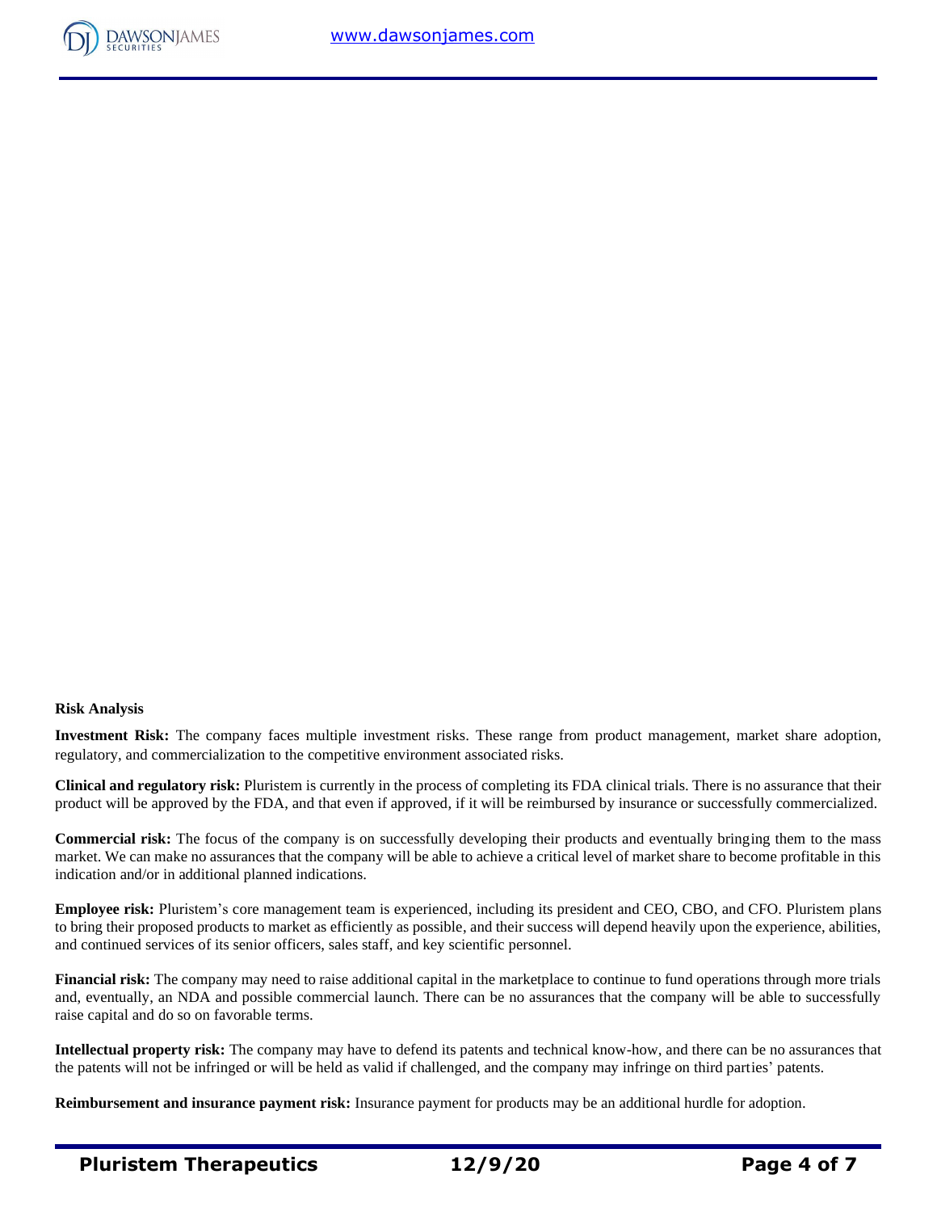**Risk Analysis**

**Investment Risk:** The company faces multiple investment risks. These range from product management, market share adoption, regulatory, and commercialization to the competitive environment associated risks.

**Clinical and regulatory risk:** Pluristem is currently in the process of completing its FDA clinical trials. There is no assurance that their product will be approved by the FDA, and that even if approved, if it will be reimbursed by insurance or successfully commercialized.

**Commercial risk:** The focus of the company is on successfully developing their products and eventually bringing them to the mass market. We can make no assurances that the company will be able to achieve a critical level of market share to become profitable in this indication and/or in additional planned indications.

**Employee risk:** Pluristem's core management team is experienced, including its president and CEO, CBO, and CFO. Pluristem plans to bring their proposed products to market as efficiently as possible, and their success will depend heavily upon the experience, abilities, and continued services of its senior officers, sales staff, and key scientific personnel.

**Financial risk:** The company may need to raise additional capital in the marketplace to continue to fund operations through more trials and, eventually, an NDA and possible commercial launch. There can be no assurances that the company will be able to successfully raise capital and do so on favorable terms.

**Intellectual property risk:** The company may have to defend its patents and technical know-how, and there can be no assurances that the patents will not be infringed or will be held as valid if challenged, and the company may infringe on third parties' patents.

**Reimbursement and insurance payment risk:** Insurance payment for products may be an additional hurdle for adoption.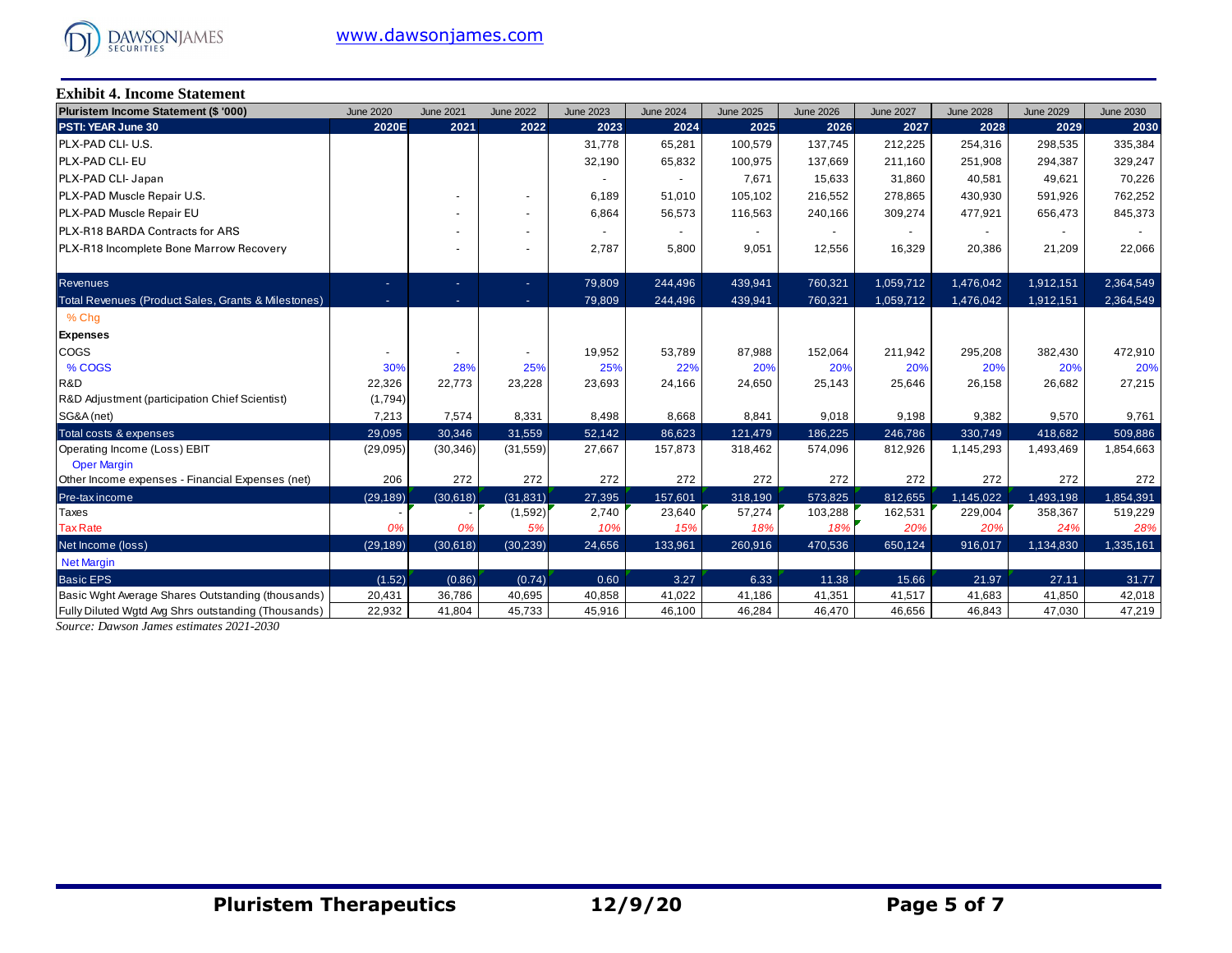**Exhibit 4. Income Statement**

| Pluristem Income Statement ($ '000) | June 2020 | June 2021 | June 2022 | June 2023 | June 2024 | June 2025 | June 2026 | June 2027 | June 2028 | June 2029 | June 2030 |
|---|---|---|---|---|---|---|---|---|---|---|---|
| **PSTI: YEAR June 30** | **2020E** | **2021** | **2022** | **2023** | **2024** | **2025** | **2026** | **2027** | **2028** | **2029** | **2030** |
| PLX-PAD CLI- U.S. | | | | 31,778 | 65,281 | 100,579 | 137,745 | 212,225 | 254,316 | 298,535 | 335,384 |
| PLX-PAD CLI- EU | | | | 32,190 | 65,832 | 100,975 | 137,669 | 211,160 | 251,908 | 294,387 | 329,247 |
| PLX-PAD CLI- Japan | | | | - | - | 7,671 | 15,633 | 31,860 | 40,581 | 49,621 | 70,226 |
| PLX-PAD Muscle Repair U.S. | | - | - | 6,189 | 51,010 | 105,102 | 216,552 | 278,865 | 430,930 | 591,926 | 762,252 |
| PLX-PAD Muscle Repair EU | | - | - | 6,864 | 56,573 | 116,563 | 240,166 | 309,274 | 477,921 | 656,473 | 845,373 |
| PLX-R18 BARDA Contracts for ARS | | - | - | - | - | - | - | - | - | - | - |
| PLX-R18 Incomplete Bone Marrow Recovery | | - | - | 2,787 | 5,800 | 9,051 | 12,556 | 16,329 | 20,386 | 21,209 | 22,066 |
| Revenues | - | - | - | 79,809 | 244,496 | 439,941 | 760,321 | 1,059,712 | 1,476,042 | 1,912,151 | 2,364,549 |
| Total Revenues (Product Sales, Grants & Milestones) | - | - | - | 79,809 | 244,496 | 439,941 | 760,321 | 1,059,712 | 1,476,042 | 1,912,151 | 2,364,549 |
| % Chg | | | | | | | | | | | |
| **Expenses** | | | | | | | | | | | |
| COGS | - | - | - | 19,952 | 53,789 | 87,988 | 152,064 | 211,942 | 295,208 | 382,430 | 472,910 |
| % COGS | 30% | 28% | 25% | 25% | 22% | 20% | 20% | 20% | 20% | 20% | 20% |
| R&D | 22,326 | 22,773 | 23,228 | 23,693 | 24,166 | 24,650 | 25,143 | 25,646 | 26,158 | 26,682 | 27,215 |
| R&D Adjustment (participation Chief Scientist) | (1,794) | | | | | | | | | | |
| SG&A (net) | 7,213 | 7,574 | 8,331 | 8,498 | 8,668 | 8,841 | 9,018 | 9,198 | 9,382 | 9,570 | 9,761 |
| Total costs & expenses | 29,095 | 30,346 | 31,559 | 52,142 | 86,623 | 121,479 | 186,225 | 246,786 | 330,749 | 418,682 | 509,886 |
| Operating Income (Loss) EBIT | (29,095) | (30,346) | (31,559) | 27,667 | 157,873 | 318,462 | 574,096 | 812,926 | 1,145,293 | 1,493,469 | 1,854,663 |
| Oper Margin | | | | | | | | | | | |
| Other Income expenses - Financial Expenses (net) | 206 | 272 | 272 | 272 | 272 | 272 | 272 | 272 | 272 | 272 | 272 |
| Pre-tax income | (29,189) | (30,618) | (31,831) | 27,395 | 157,601 | 318,190 | 573,825 | 812,655 | 1,145,022 | 1,493,198 | 1,854,391 |
| Taxes | - | - | (1,592) | 2,740 | 23,640 | 57,274 | 103,288 | 162,531 | 229,004 | 358,367 | 519,229 |
| Tax Rate | 0% | 0% | 5% | 10% | 15% | 18% | 18% | 20% | 20% | 24% | 28% |
| Net Income (loss) | (29,189) | (30,618) | (30,239) | 24,656 | 133,961 | 260,916 | 470,536 | 650,124 | 916,017 | 1,134,830 | 1,335,161 |
| Net Margin | | | | | | | | | | | |
| Basic EPS | (1.52) | (0.86) | (0.74) | 0.60 | 3.27 | 6.33 | 11.38 | 15.66 | 21.97 | 27.11 | 31.77 |
| Basic Wght Average Shares Outstanding (thousands) | 20,431 | 36,786 | 40,695 | 40,858 | 41,022 | 41,186 | 41,351 | 41,517 | 41,683 | 41,850 | 42,018 |
| Fully Diluted Wgtd Avg Shrs outstanding (Thousands) | 22,932 | 41,804 | 45,733 | 45,916 | 46,100 | 46,284 | 46,470 | 46,656 | 46,843 | 47,030 | 47,219 |

*Source: Dawson James estimates 2021-2030*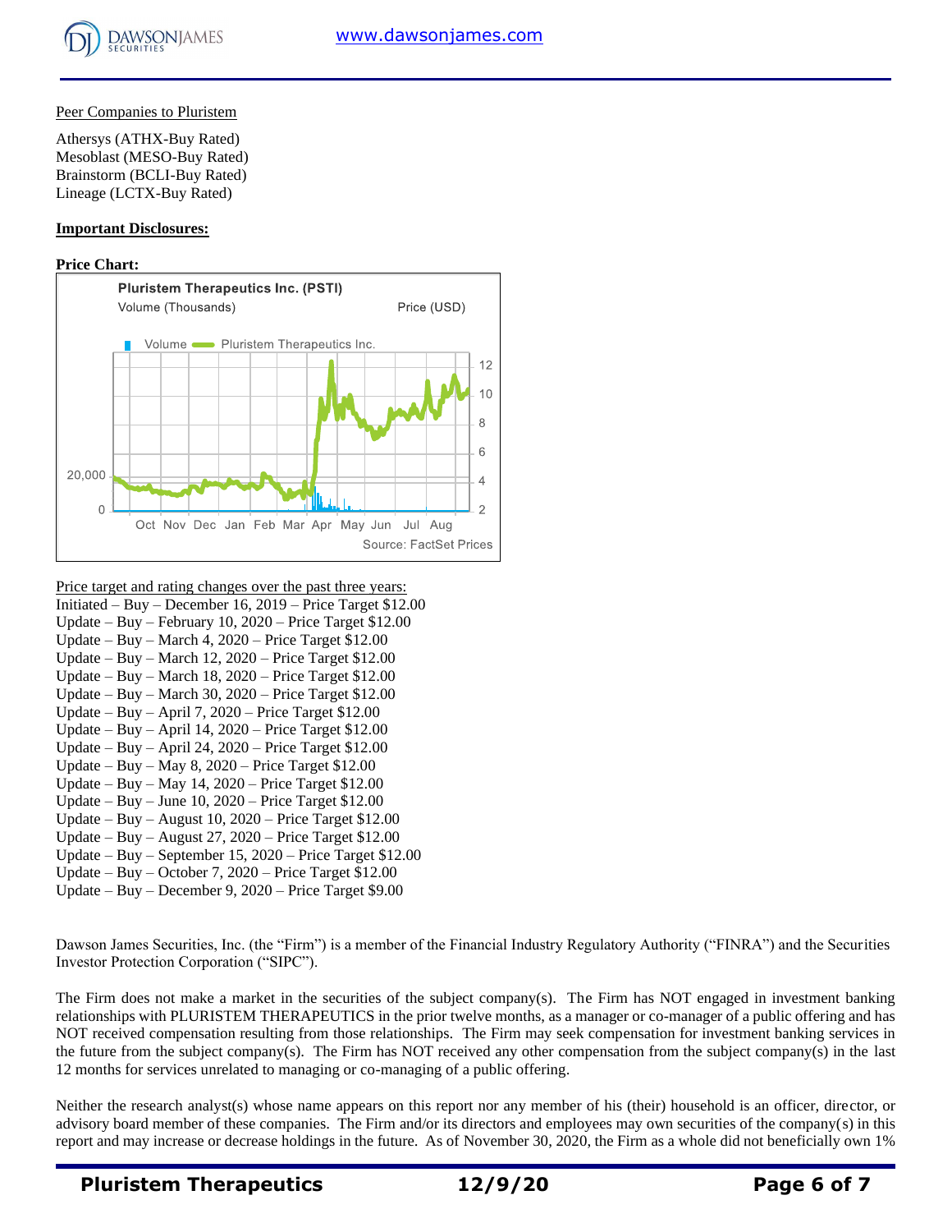Peer Companies to Pluristem

Athersys (ATHX-Buy Rated)
Mesoblast (MESO-Buy Rated)
Brainstorm (BCLI-Buy Rated)
Lineage (LCTX-Buy Rated)

**Important Disclosures:**

**Price Chart:**

Price target and rating changes over the past three years:

Initiated – Buy – December 16, 2019 – Price Target $12.00
Update – Buy – February 10, 2020 – Price Target $12.00
Update – Buy – March 4, 2020 – Price Target $12.00
Update – Buy – March 12, 2020 – Price Target $12.00
Update – Buy – March 18, 2020 – Price Target $12.00
Update – Buy – March 30, 2020 – Price Target $12.00
Update – Buy – April 7, 2020 – Price Target $12.00
Update – Buy – April 14, 2020 – Price Target $12.00
Update – Buy – April 24, 2020 – Price Target $12.00
Update – Buy – May 8, 2020 – Price Target $12.00
Update – Buy – May 14, 2020 – Price Target $12.00
Update – Buy – June 10, 2020 – Price Target $12.00
Update – Buy – August 10, 2020 – Price Target $12.00
Update – Buy – August 27, 2020 – Price Target $12.00
Update – Buy – September 15, 2020 – Price Target $12.00
Update – Buy – October 7, 2020 – Price Target $12.00
Update – Buy – December 9, 2020 – Price Target $9.00

Dawson James Securities, Inc. (the "Firm") is a member of the Financial Industry Regulatory Authority ("FINRA") and the Securities Investor Protection Corporation ("SIPC").

The Firm does not make a market in the securities of the subject company(s). The Firm has NOT engaged in investment banking relationships with PLURISTEM THERAPEUTICS in the prior twelve months, as a manager or co-manager of a public offering and has NOT received compensation resulting from those relationships. The Firm may seek compensation for investment banking services in the future from the subject company(s). The Firm has NOT received any other compensation from the subject company(s) in the last 12 months for services unrelated to managing or co-managing of a public offering.

Neither the research analyst(s) whose name appears on this report nor any member of his (their) household is an officer, director, or advisory board member of these companies. The Firm and/or its directors and employees may own securities of the company(s) in this report and may increase or decrease holdings in the future. As of November 30, 2020, the Firm as a whole did not beneficially own 1%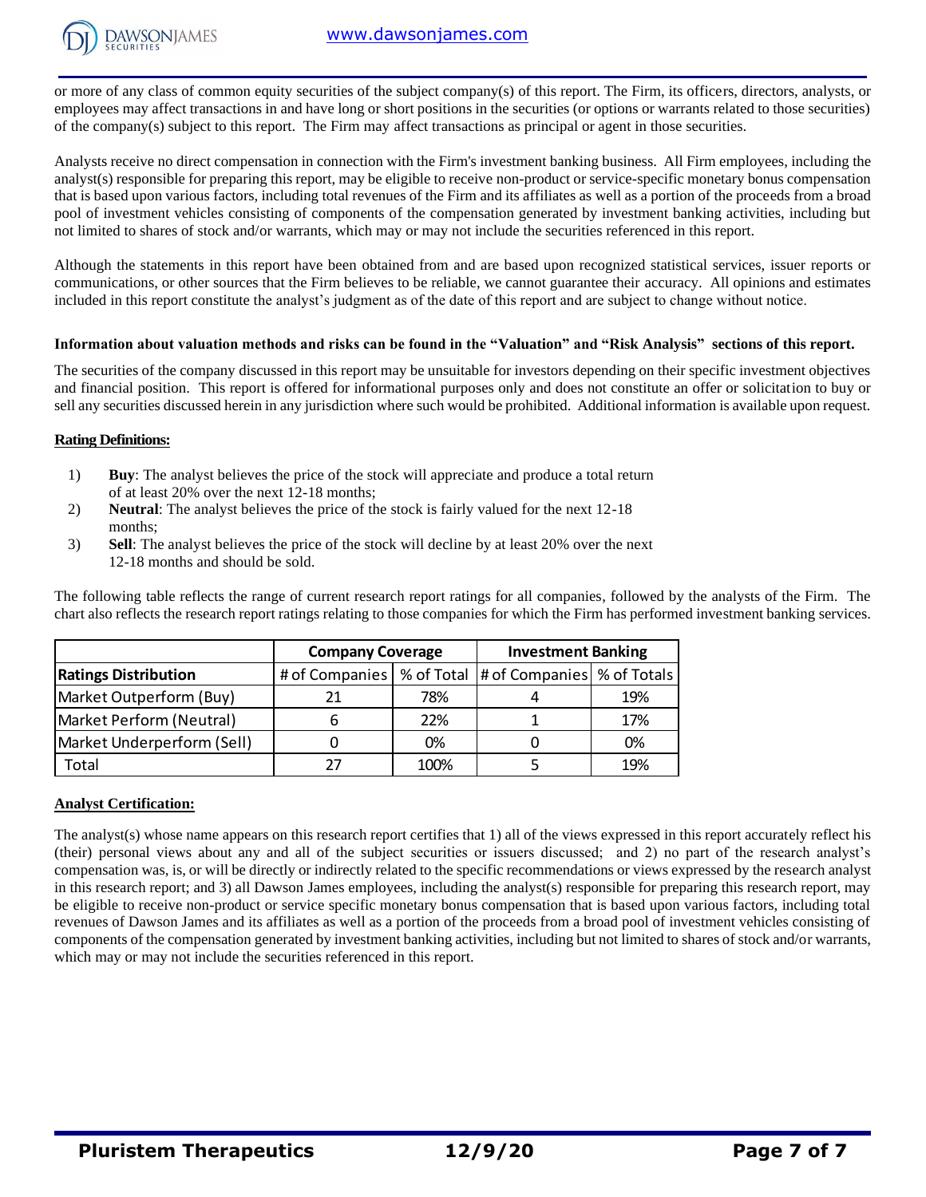or more of any class of common equity securities of the subject company(s) of this report. The Firm, its officers, directors, analysts, or employees may affect transactions in and have long or short positions in the securities (or options or warrants related to those securities) of the company(s) subject to this report. The Firm may affect transactions as principal or agent in those securities.

Analysts receive no direct compensation in connection with the Firm's investment banking business. All Firm employees, including the analyst(s) responsible for preparing this report, may be eligible to receive non-product or service-specific monetary bonus compensation that is based upon various factors, including total revenues of the Firm and its affiliates as well as a portion of the proceeds from a broad pool of investment vehicles consisting of components of the compensation generated by investment banking activities, including but not limited to shares of stock and/or warrants, which may or may not include the securities referenced in this report.

Although the statements in this report have been obtained from and are based upon recognized statistical services, issuer reports or communications, or other sources that the Firm believes to be reliable, we cannot guarantee their accuracy. All opinions and estimates included in this report constitute the analyst's judgment as of the date of this report and are subject to change without notice.

**Information about valuation methods and risks can be found in the "Valuation" and "Risk Analysis" sections of this report.**

The securities of the company discussed in this report may be unsuitable for investors depending on their specific investment objectives and financial position. This report is offered for informational purposes only and does not constitute an offer or solicitation to buy or sell any securities discussed herein in any jurisdiction where such would be prohibited. Additional information is available upon request.

**Rating Definitions:**

1) **Buy**: The analyst believes the price of the stock will appreciate and produce a total return of at least 20% over the next 12-18 months;
2) **Neutral**: The analyst believes the price of the stock is fairly valued for the next 12-18 months;
3) **Sell**: The analyst believes the price of the stock will decline by at least 20% over the next 12-18 months and should be sold.

The following table reflects the range of current research report ratings for all companies, followed by the analysts of the Firm. The chart also reflects the research report ratings relating to those companies for which the Firm has performed investment banking services.

| | Company Coverage | | Investment Banking | |
|---|---|---|---|---|
| **Ratings Distribution** | # of Companies | % of Total | # of Companies | % of Totals |
| Market Outperform (Buy) | 21 | 78% | 4 | 19% |
| Market Perform (Neutral) | 6 | 22% | 1 | 17% |
| Market Underperform (Sell) | 0 | 0% | 0 | 0% |
| Total | 27 | 100% | 5 | 19% |

**Analyst Certification:**

The analyst(s) whose name appears on this research report certifies that 1) all of the views expressed in this report accurately reflect his (their) personal views about any and all of the subject securities or issuers discussed; and 2) no part of the research analyst's compensation was, is, or will be directly or indirectly related to the specific recommendations or views expressed by the research analyst in this research report; and 3) all Dawson James employees, including the analyst(s) responsible for preparing this research report, may be eligible to receive non-product or service specific monetary bonus compensation that is based upon various factors, including total revenues of Dawson James and its affiliates as well as a portion of the proceeds from a broad pool of investment vehicles consisting of components of the compensation generated by investment banking activities, including but not limited to shares of stock and/or warrants, which may or may not include the securities referenced in this report.